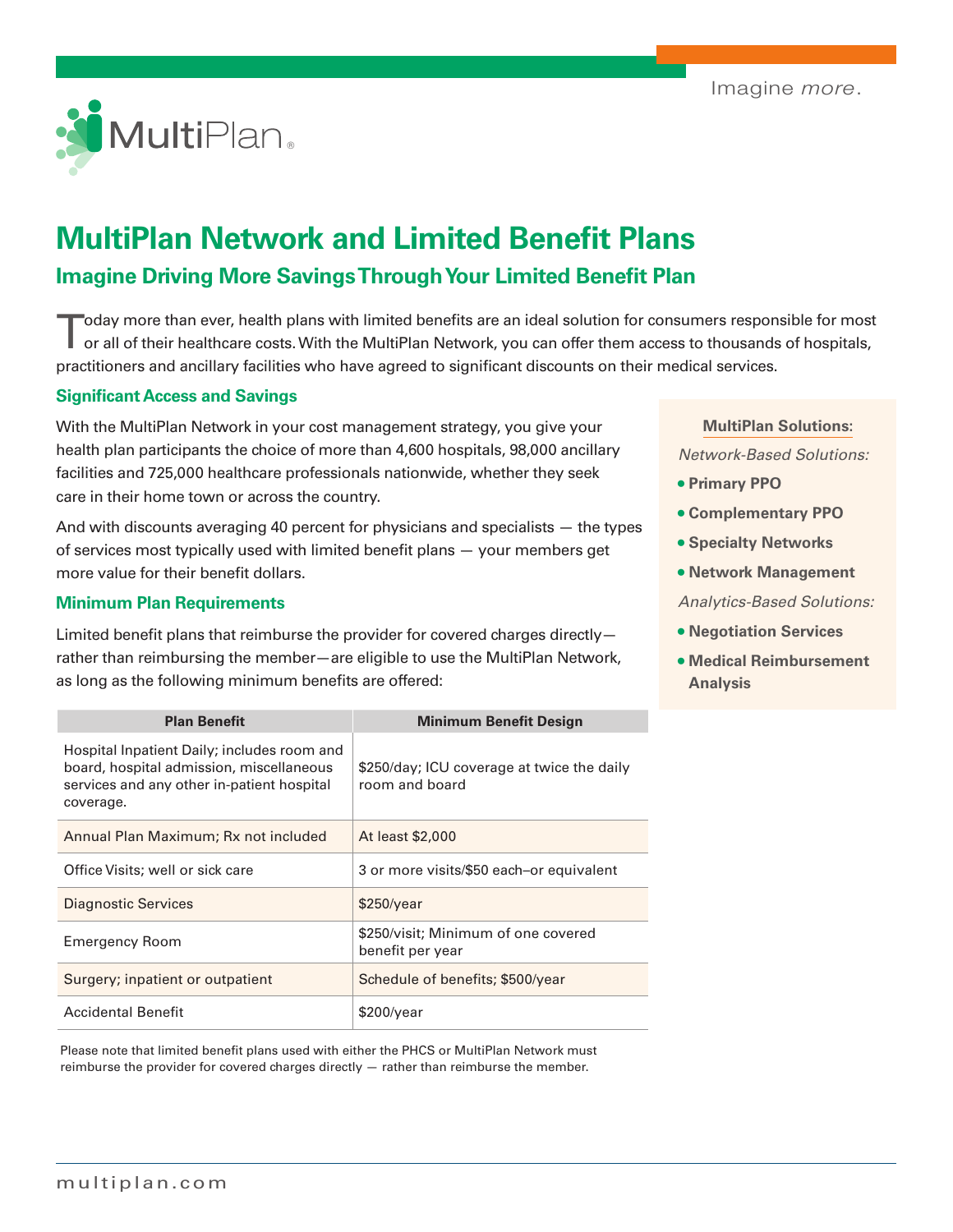Imagine *more*.

MultiPlan®

# MultiPlan Network and Limited Benefit Plans

## Imagine Driving More Savings Through Your Limited Benefit Plan

Today more than ever, health plans with limited benefits are an ideal solution for consumers responsible for most or all of their healthcare costs. With the MultiPlan Network, you can offer them access to thousands of hospitals, practitioners and ancillary facilities who have agreed to significant discounts on their medical services.

### Significant Access and Savings

With the MultiPlan Network in your cost management strategy, you give your health plan participants the choice of more than 4,600 hospitals, 98,000 ancillary facilities and 725,000 healthcare professionals nationwide, whether they seek care in their home town or across the country.

And with discounts averaging 40 percent for physicians and specialists — the types of services most typically used with limited benefit plans — your members get more value for their benefit dollars.

### Minimum Plan Requirements

Limited benefit plans that reimburse the provider for covered charges directly—rather than reimbursing the member—are eligible to use the MultiPlan Network, as long as the following minimum benefits are offered:

| Plan Benefit | Minimum Benefit Design |
|---|---|
| Hospital Inpatient Daily; includes room and board, hospital admission, miscellaneous services and any other in-patient hospital coverage. | $250/day; ICU coverage at twice the daily room and board |
| Annual Plan Maximum; Rx not included | At least $2,000 |
| Office Visits; well or sick care | 3 or more visits/$50 each–or equivalent |
| Diagnostic Services | $250/year |
| Emergency Room | $250/visit; Minimum of one covered benefit per year |
| Surgery; inpatient or outpatient | Schedule of benefits; $500/year |
| Accidental Benefit | $200/year |

Please note that limited benefit plans used with either the PHCS or MultiPlan Network must reimburse the provider for covered charges directly — rather than reimburse the member.

**MultiPlan Solutions:**

*Network-Based Solutions:*

- **Primary PPO**
- **Complementary PPO**
- **Specialty Networks**
- **Network Management**

*Analytics-Based Solutions:*

- **Negotiation Services**
- **Medical Reimbursement Analysis**

multiplan.com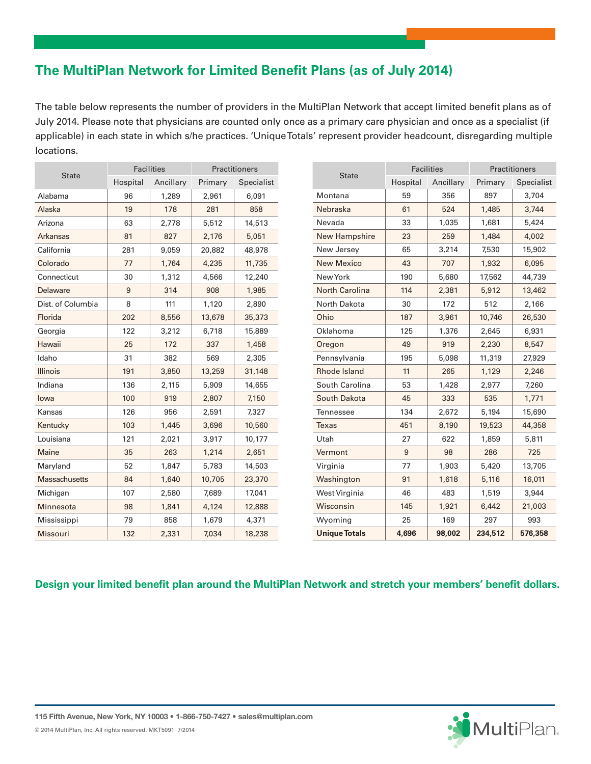## The MultiPlan Network for Limited Benefit Plans (as of July 2014)

The table below represents the number of providers in the MultiPlan Network that accept limited benefit plans as of July 2014. Please note that physicians are counted only once as a primary care physician and once as a specialist (if applicable) in each state in which s/he practices. 'Unique Totals' represent provider headcount, disregarding multiple locations.

| State | Facilities | | Practitioners | |
|---|---|---|---|---|
| | Hospital | Ancillary | Primary | Specialist |
| Alabama | 96 | 1,289 | 2,961 | 6,091 |
| Alaska | 19 | 178 | 281 | 858 |
| Arizona | 63 | 2,778 | 5,512 | 14,513 |
| Arkansas | 81 | 827 | 2,176 | 5,051 |
| California | 281 | 9,059 | 20,882 | 48,978 |
| Colorado | 77 | 1,764 | 4,235 | 11,735 |
| Connecticut | 30 | 1,312 | 4,566 | 12,240 |
| Delaware | 9 | 314 | 908 | 1,985 |
| Dist. of Columbia | 8 | 111 | 1,120 | 2,890 |
| Florida | 202 | 8,556 | 13,678 | 35,373 |
| Georgia | 122 | 3,212 | 6,718 | 15,889 |
| Hawaii | 25 | 172 | 337 | 1,458 |
| Idaho | 31 | 382 | 569 | 2,305 |
| Illinois | 191 | 3,850 | 13,259 | 31,148 |
| Indiana | 136 | 2,115 | 5,909 | 14,655 |
| Iowa | 100 | 919 | 2,807 | 7,150 |
| Kansas | 126 | 956 | 2,591 | 7,327 |
| Kentucky | 103 | 1,445 | 3,696 | 10,560 |
| Louisiana | 121 | 2,021 | 3,917 | 10,177 |
| Maine | 35 | 263 | 1,214 | 2,651 |
| Maryland | 52 | 1,847 | 5,783 | 14,503 |
| Massachusetts | 84 | 1,640 | 10,705 | 23,370 |
| Michigan | 107 | 2,580 | 7,689 | 17,041 |
| Minnesota | 98 | 1,841 | 4,124 | 12,888 |
| Mississippi | 79 | 858 | 1,679 | 4,371 |
| Missouri | 132 | 2,331 | 7,034 | 18,238 |
| Montana | 59 | 356 | 897 | 3,704 |
| Nebraska | 61 | 524 | 1,485 | 3,744 |
| Nevada | 33 | 1,035 | 1,681 | 5,424 |
| New Hampshire | 23 | 259 | 1,484 | 4,002 |
| New Jersey | 65 | 3,214 | 7,530 | 15,902 |
| New Mexico | 43 | 707 | 1,932 | 6,095 |
| New York | 190 | 5,680 | 17,562 | 44,739 |
| North Carolina | 114 | 2,381 | 5,912 | 13,462 |
| North Dakota | 30 | 172 | 512 | 2,166 |
| Ohio | 187 | 3,961 | 10,746 | 26,530 |
| Oklahoma | 125 | 1,376 | 2,645 | 6,931 |
| Oregon | 49 | 919 | 2,230 | 8,547 |
| Pennsylvania | 195 | 5,098 | 11,319 | 27,929 |
| Rhode Island | 11 | 265 | 1,129 | 2,246 |
| South Carolina | 53 | 1,428 | 2,977 | 7,260 |
| South Dakota | 45 | 333 | 535 | 1,771 |
| Tennessee | 134 | 2,672 | 5,194 | 15,690 |
| Texas | 451 | 8,190 | 19,523 | 44,358 |
| Utah | 27 | 622 | 1,859 | 5,811 |
| Vermont | 9 | 98 | 286 | 725 |
| Virginia | 77 | 1,903 | 5,420 | 13,705 |
| Washington | 91 | 1,618 | 5,116 | 16,011 |
| West Virginia | 46 | 483 | 1,519 | 3,944 |
| Wisconsin | 145 | 1,921 | 6,442 | 21,003 |
| Wyoming | 25 | 169 | 297 | 993 |
| **Unique Totals** | **4,696** | **98,002** | **234,512** | **576,358** |

**Design your limited benefit plan around the MultiPlan Network and stretch your members' benefit dollars.**

**115 Fifth Avenue, New York, NY 10003 • 1-866-750-7427 • sales@multiplan.com**

© 2014 MultiPlan, Inc. All rights reserved. MKT5091 7/2014

MultiPlan.